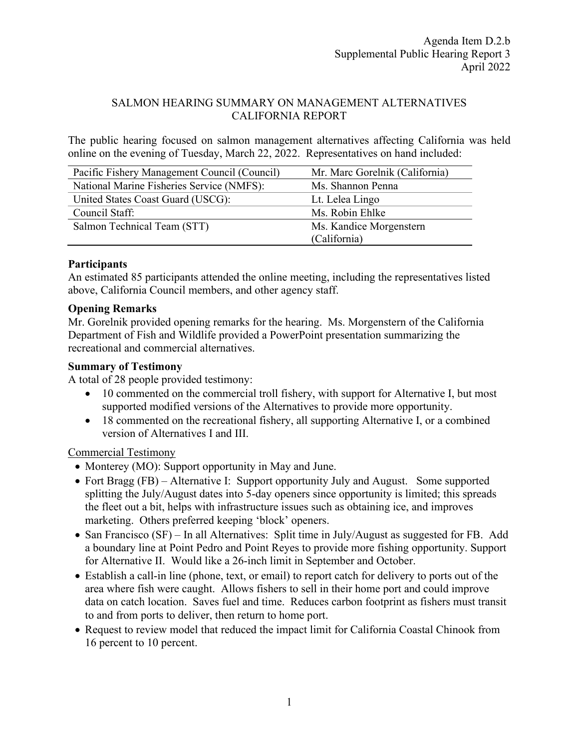Agenda Item D.2.b
Supplemental Public Hearing Report 3
April 2022

# SALMON HEARING SUMMARY ON MANAGEMENT ALTERNATIVES CALIFORNIA REPORT

The public hearing focused on salmon management alternatives affecting California was held online on the evening of Tuesday, March 22, 2022. Representatives on hand included:

| | |
|---|---|
| Pacific Fishery Management Council (Council) | Mr. Marc Gorelnik (California) |
| National Marine Fisheries Service (NMFS): | Ms. Shannon Penna |
| United States Coast Guard (USCG): | Lt. Lelea Lingo |
| Council Staff: | Ms. Robin Ehlke |
| Salmon Technical Team (STT) | Ms. Kandice Morgenstern (California) |

**Participants**

An estimated 85 participants attended the online meeting, including the representatives listed above, California Council members, and other agency staff.

**Opening Remarks**

Mr. Gorelnik provided opening remarks for the hearing. Ms. Morgenstern of the California Department of Fish and Wildlife provided a PowerPoint presentation summarizing the recreational and commercial alternatives.

**Summary of Testimony**

A total of 28 people provided testimony:

- 10 commented on the commercial troll fishery, with support for Alternative I, but most supported modified versions of the Alternatives to provide more opportunity.
- 18 commented on the recreational fishery, all supporting Alternative I, or a combined version of Alternatives I and III.

<u>Commercial Testimony</u>

- Monterey (MO): Support opportunity in May and June.
- Fort Bragg (FB) – Alternative I: Support opportunity July and August. Some supported splitting the July/August dates into 5-day openers since opportunity is limited; this spreads the fleet out a bit, helps with infrastructure issues such as obtaining ice, and improves marketing. Others preferred keeping 'block' openers.
- San Francisco (SF) – In all Alternatives: Split time in July/August as suggested for FB. Add a boundary line at Point Pedro and Point Reyes to provide more fishing opportunity. Support for Alternative II. Would like a 26-inch limit in September and October.
- Establish a call-in line (phone, text, or email) to report catch for delivery to ports out of the area where fish were caught. Allows fishers to sell in their home port and could improve data on catch location. Saves fuel and time. Reduces carbon footprint as fishers must transit to and from ports to deliver, then return to home port.
- Request to review model that reduced the impact limit for California Coastal Chinook from 16 percent to 10 percent.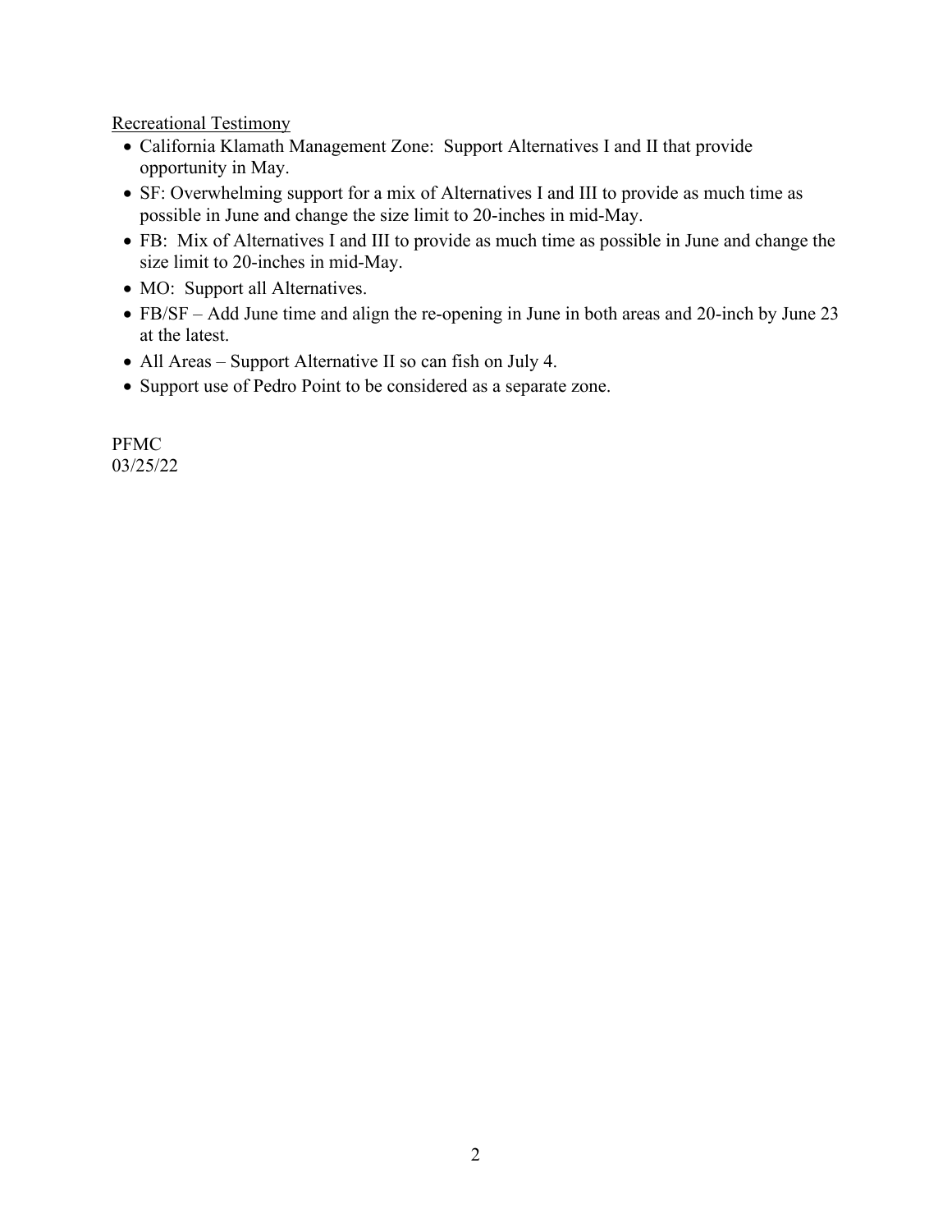Recreational Testimony

- California Klamath Management Zone: Support Alternatives I and II that provide opportunity in May.
- SF: Overwhelming support for a mix of Alternatives I and III to provide as much time as possible in June and change the size limit to 20-inches in mid-May.
- FB: Mix of Alternatives I and III to provide as much time as possible in June and change the size limit to 20-inches in mid-May.
- MO: Support all Alternatives.
- FB/SF – Add June time and align the re-opening in June in both areas and 20-inch by June 23 at the latest.
- All Areas – Support Alternative II so can fish on July 4.
- Support use of Pedro Point to be considered as a separate zone.

PFMC
03/25/22